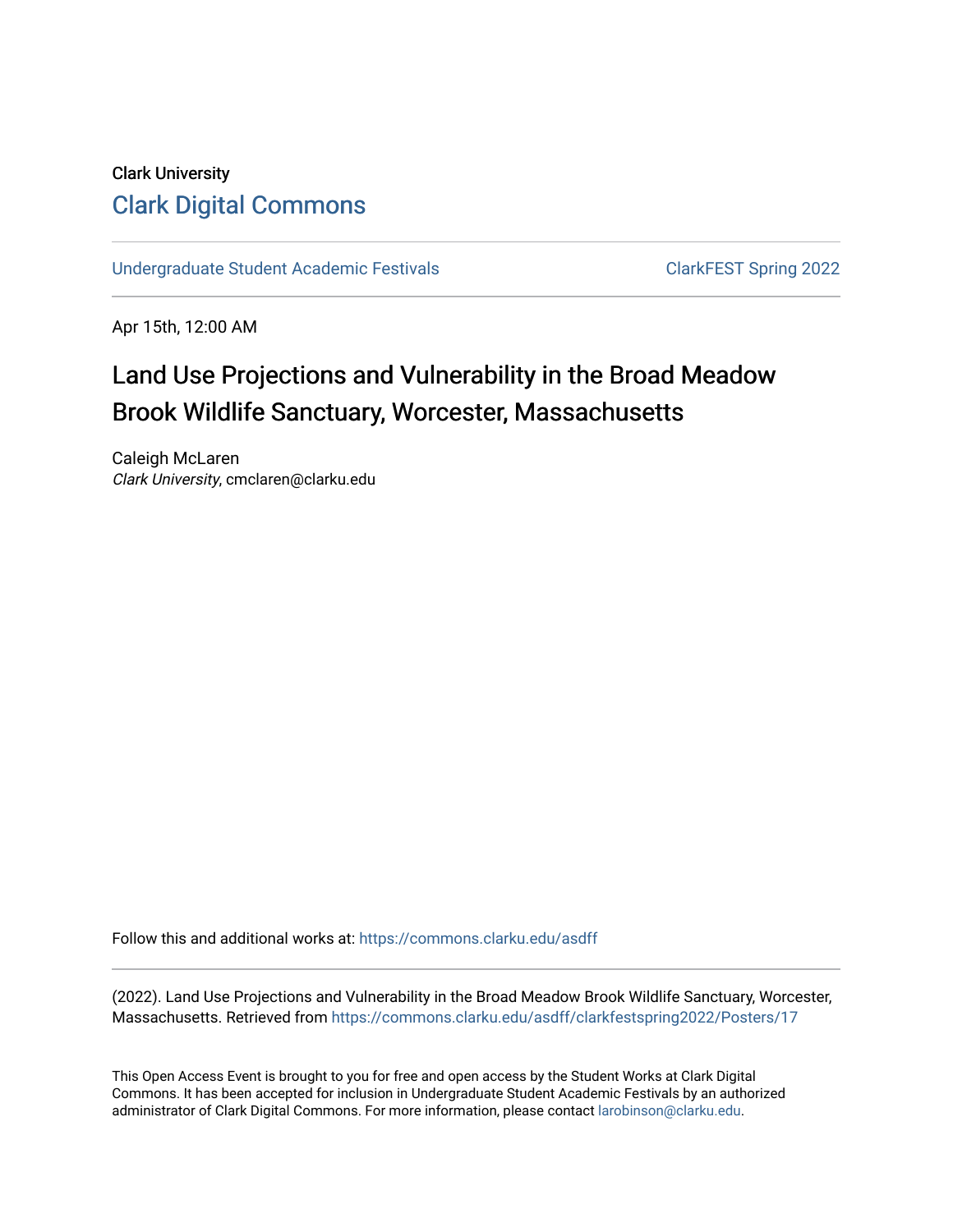Clark University

# Clark Digital Commons

Undergraduate Student Academic Festivals

ClarkFEST Spring 2022

Apr 15th, 12:00 AM

## Land Use Projections and Vulnerability in the Broad Meadow Brook Wildlife Sanctuary, Worcester, Massachusetts

Caleigh McLaren
*Clark University*, cmclaren@clarku.edu

Follow this and additional works at: https://commons.clarku.edu/asdff

(2022). Land Use Projections and Vulnerability in the Broad Meadow Brook Wildlife Sanctuary, Worcester, Massachusetts. Retrieved from https://commons.clarku.edu/asdff/clarkfestspring2022/Posters/17

This Open Access Event is brought to you for free and open access by the Student Works at Clark Digital Commons. It has been accepted for inclusion in Undergraduate Student Academic Festivals by an authorized administrator of Clark Digital Commons. For more information, please contact larobinson@clarku.edu.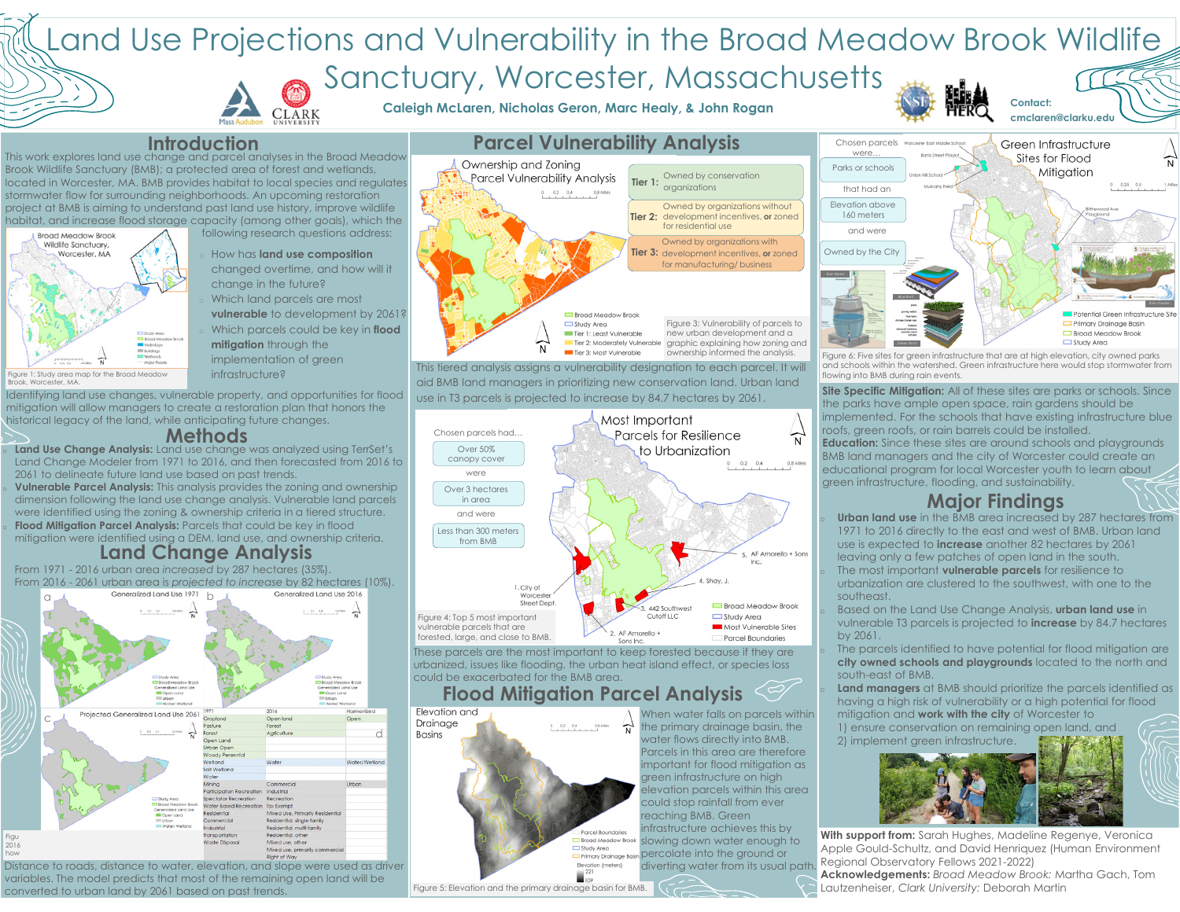# Land Use Projections and Vulnerability in the Broad Meadow Brook Wildlife Sanctuary, Worcester, Massachusetts

**Caleigh McLaren, Nicholas Geron, Marc Healy, & John Rogan**

Contact: cmclaren@clarku.edu

## Introduction

This work explores land use change and parcel analyses in the Broad Meadow Brook Wildlife Sanctuary (BMB); a protected area of forest and wetlands, located in Worcester, MA. BMB provides habitat to local species and regulates stormwater flow for surrounding neighborhoods. An upcoming restoration project at BMB is aiming to understand past land use history, improve wildlife habitat, and increase flood storage capacity (among other goals), which the following research questions address:

- How has **land use composition** changed overtime, and how will it change in the future?
- Which land parcels are most **vulnerable** to development by 2061?
- Which parcels could be key in **flood mitigation** through the implementation of green infrastructure?

Figure 1: Study area map for the Broad Meadow Brook, Worcester, MA.

Identifying land use changes, vulnerable property, and opportunities for flood mitigation will allow managers to create a restoration plan that honors the historical legacy of the land, while anticipating future changes.

## Methods

- **Land Use Change Analysis:** Land use change was analyzed using TerrSet's Land Change Modeler from 1971 to 2016, and then forecasted from 2016 to 2061 to delineate future land use based on past trends.
- **Vulnerable Parcel Analysis:** This analysis provides the zoning and ownership dimension following the land use change analysis. Vulnerable land parcels were identified using the zoning & ownership criteria in a tiered structure.
- **Flood Mitigation Parcel Analysis:** Parcels that could be key in flood mitigation were identified using a DEM, land use, and ownership criteria.

## Land Change Analysis

From 1971 - 2016 urban area *increased* by 287 hectares (35%).
From 2016 - 2061 urban area is *projected to increase* by 82 hectares (10%).

| 1971 | 2016 | Harmonized |
|---|---|---|
| Cropland | Open land | Open |
| Pasture | Forest | |
| Forest | Agriculture | |
| Open Land | | |
| Urban Open | | |
| Woody Perennial | | |
| Wetland | Water | Water/Wetland |
| Salt Wetland | | |
| Water | | |
| Mining | Commercial | Urban |
| Participation Recreation | Industrial | |
| Spectator Recreation | Recreation | |
| Water Based Recreation | Tax Exempt | |
| Residential | Mixed Use, Primarily Residential | |
| Commercial | Residential, single family | |
| Industrial | Residential, multi-family | |
| Transportation | Residential, other | |
| Waste Disposal | Mixed use, other | |
| | Mixed use, primarily commercial | |
| | Right of Way | |

Figu... 2016 ... how

Distance to roads, distance to water, elevation, and slope were used as driver variables. The model predicts that most of the remaining open land will be converted to urban land by 2061 based on past trends.

## Parcel Vulnerability Analysis

Ownership and Zoning Parcel Vulnerability Analysis

- **Tier 1:** Owned by conservation organizations
- **Tier 2:** Owned by organizations without development incentives, **or** zoned for residential use
- **Tier 3:** Owned by organizations with development incentives, **or** zoned for manufacturing/ business

Figure 3: Vulnerability of parcels to urban new development and a graphic explaining how zoning and ownership informed the analysis.

This tiered analysis assigns a vulnerability designation to each parcel. It will aid BMB land managers in prioritizing new conservation land. Urban land use in T3 parcels is projected to increase by 84.7 hectares by 2061.

Most Important Parcels for Resilience to Urbanization

Chosen parcels had... Over 50% canopy cover were Over 3 hectares in area and were Less than 300 meters from BMB

1. City of Worcester Street Dept.
2. AF Amorello + Sons Inc.
3. 442 Southwest Cutoff LLC
4. Shay, J.
5. AF Amorello + Sons Inc.

Figure 4: Top 5 most important vulnerable parcels that are forested, large, and close to BMB.

These parcels are the most important to keep forested because if they are urbanized, issues like flooding, the urban heat island effect, or species loss could be exacerbated for the BMB area.

## Flood Mitigation Parcel Analysis

When water falls on parcels within the primary drainage basin, the water flows directly into BMB. Parcels in this area are therefore important for flood mitigation as green infrastructure on high elevation parcels within this area could stop rainfall from ever reaching BMB. Green infrastructure achieves this by slowing down water enough to percolate into the ground or diverting water from its usual path.

Figure 5: Elevation and the primary drainage basin for BMB.

Green Infrastructure Sites for Flood Mitigation

Chosen parcels were... Parks or schools that had an Elevation above 160 meters and were Owned by the City

Figure 6: Five sites for green infrastructure that are at high elevation, city owned parks and schools within the watershed. Green infrastructure here would stop stormwater from flowing into BMB during rain events.

**Site Specific Mitigation:** All of these sites are parks or schools. Since the parks have ample open space, rain gardens should be implemented. For the schools that have existing infrastructure blue roofs, green roofs, or rain barrels could be installed.
**Education:** Since these sites are around schools and playgrounds BMB land managers and the city of Worcester could create an educational program for local Worcester youth to learn about green infrastructure, flooding, and sustainability.

## Major Findings

- **Urban land use** in the BMB area increased by 287 hectares from 1971 to 2016 directly to the east and west of BMB. Urban land use is expected to **increase** another 82 hectares by 2061 leaving only a few patches of open land in the south.
- The most important **vulnerable parcels** for resilience to urbanization are clustered to the southwest, with one to the southeast.
- Based on the Land Use Change Analysis, **urban land use** in vulnerable T3 parcels is projected to **increase** by 84.7 hectares by 2061.
- The parcels identified to have potential for flood mitigation are **city owned schools and playgrounds** located to the north and south-east of BMB.
- **Land managers** at BMB should prioritize the parcels identified as having a high risk of vulnerability or a high potential for flood mitigation and **work with the city** of Worcester to
  1) ensure conservation on remaining open land, and
  2) implement green infrastructure.

**With support from:** Sarah Hughes, Madeline Regenye, Veronica Apple Gould-Schultz, and David Henriquez (Human Environment Regional Observatory Fellows 2021-2022)
**Acknowledgements:** *Broad Meadow Brook:* Martha Gach, Tom Lautzenheiser, *Clark University:* Deborah Martin